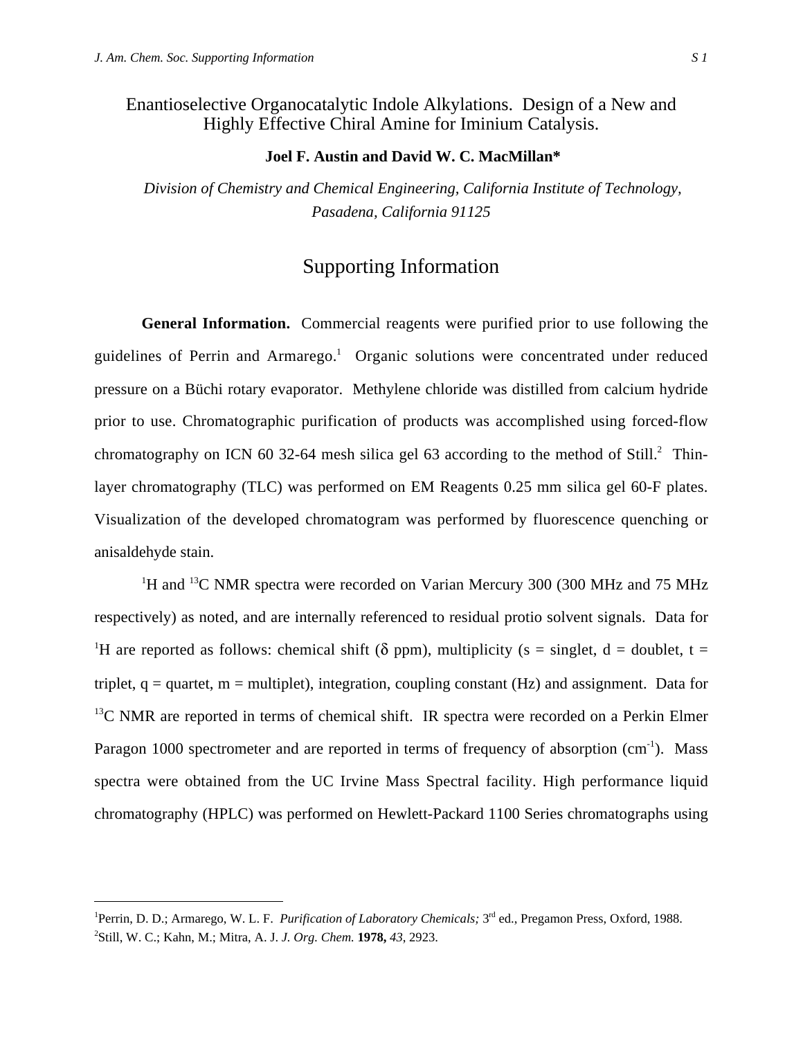# Enantioselective Organocatalytic Indole Alkylations. Design of a New and Highly Effective Chiral Amine for Iminium Catalysis.

**Joel F. Austin and David W. C. MacMillan***

*Division of Chemistry and Chemical Engineering, California Institute of Technology, Pasadena, California 91125*

## Supporting Information

**General Information.** Commercial reagents were purified prior to use following the guidelines of Perrin and Armarego.[1] Organic solutions were concentrated under reduced pressure on a Büchi rotary evaporator. Methylene chloride was distilled from calcium hydride prior to use. Chromatographic purification of products was accomplished using forced-flow chromatography on ICN 60 32-64 mesh silica gel 63 according to the method of Still.[2] Thin-layer chromatography (TLC) was performed on EM Reagents 0.25 mm silica gel 60-F plates. Visualization of the developed chromatogram was performed by fluorescence quenching or anisaldehyde stain.

$^{1}$H and $^{13}$C NMR spectra were recorded on Varian Mercury 300 (300 MHz and 75 MHz respectively) as noted, and are internally referenced to residual protio solvent signals. Data for $^{1}$H are reported as follows: chemical shift (δ ppm), multiplicity (s = singlet, d = doublet, t = triplet, q = quartet, m = multiplet), integration, coupling constant (Hz) and assignment. Data for $^{13}$C NMR are reported in terms of chemical shift. IR spectra were recorded on a Perkin Elmer Paragon 1000 spectrometer and are reported in terms of frequency of absorption (cm$^{-1}$). Mass spectra were obtained from the UC Irvine Mass Spectral facility. High performance liquid chromatography (HPLC) was performed on Hewlett-Packard 1100 Series chromatographs using

---

[1] Perrin, D. D.; Armarego, W. L. F. *Purification of Laboratory Chemicals;* 3rd ed., Pregamon Press, Oxford, 1988.

[2] Still, W. C.; Kahn, M.; Mitra, A. J. *J. Org. Chem.* **1978,** *43*, 2923.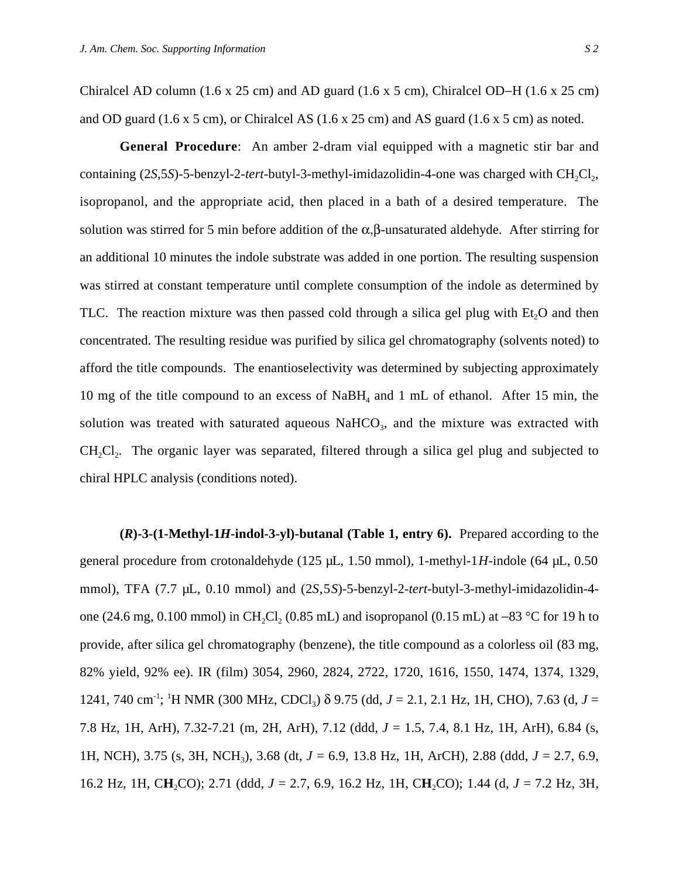Chiralcel AD column (1.6 x 25 cm) and AD guard (1.6 x 5 cm), Chiralcel OD–H (1.6 x 25 cm) and OD guard (1.6 x 5 cm), or Chiralcel AS (1.6 x 25 cm) and AS guard (1.6 x 5 cm) as noted.

**General Procedure**: An amber 2-dram vial equipped with a magnetic stir bar and containing (2*S*,5*S*)-5-benzyl-2-*tert*-butyl-3-methyl-imidazolidin-4-one was charged with $CH_2Cl_2$, isopropanol, and the appropriate acid, then placed in a bath of a desired temperature. The solution was stirred for 5 min before addition of the α,β-unsaturated aldehyde. After stirring for an additional 10 minutes the indole substrate was added in one portion. The resulting suspension was stirred at constant temperature until complete consumption of the indole as determined by TLC. The reaction mixture was then passed cold through a silica gel plug with $Et_2O$ and then concentrated. The resulting residue was purified by silica gel chromatography (solvents noted) to afford the title compounds. The enantioselectivity was determined by subjecting approximately 10 mg of the title compound to an excess of $NaBH_4$ and 1 mL of ethanol. After 15 min, the solution was treated with saturated aqueous $NaHCO_3$, and the mixture was extracted with $CH_2Cl_2$. The organic layer was separated, filtered through a silica gel plug and subjected to chiral HPLC analysis (conditions noted).

***(R)*-3-(1-Methyl-1*H*-indol-3-yl)-butanal (Table 1, entry 6).** Prepared according to the general procedure from crotonaldehyde (125 μL, 1.50 mmol), 1-methyl-1*H*-indole (64 μL, 0.50 mmol), TFA (7.7 μL, 0.10 mmol) and (2*S*,5*S*)-5-benzyl-2-*tert*-butyl-3-methyl-imidazolidin-4-one (24.6 mg, 0.100 mmol) in $CH_2Cl_2$ (0.85 mL) and isopropanol (0.15 mL) at –83 °C for 19 h to provide, after silica gel chromatography (benzene), the title compound as a colorless oil (83 mg, 82% yield, 92% ee). IR (film) 3054, 2960, 2824, 2722, 1720, 1616, 1550, 1474, 1374, 1329, 1241, 740 $cm^{-1}$; $^1H$ NMR (300 MHz, $CDCl_3$) δ 9.75 (dd, *J* = 2.1, 2.1 Hz, 1H, CHO), 7.63 (d, *J* = 7.8 Hz, 1H, ArH), 7.32-7.21 (m, 2H, ArH), 7.12 (ddd, *J* = 1.5, 7.4, 8.1 Hz, 1H, ArH), 6.84 (s, 1H, NCH), 3.75 (s, 3H, $NCH_3$), 3.68 (dt, *J* = 6.9, 13.8 Hz, 1H, ArCH), 2.88 (ddd, *J* = 2.7, 6.9, 16.2 Hz, 1H, C**H**$_2$CO); 2.71 (ddd, *J* = 2.7, 6.9, 16.2 Hz, 1H, C**H**$_2$CO); 1.44 (d, *J* = 7.2 Hz, 3H,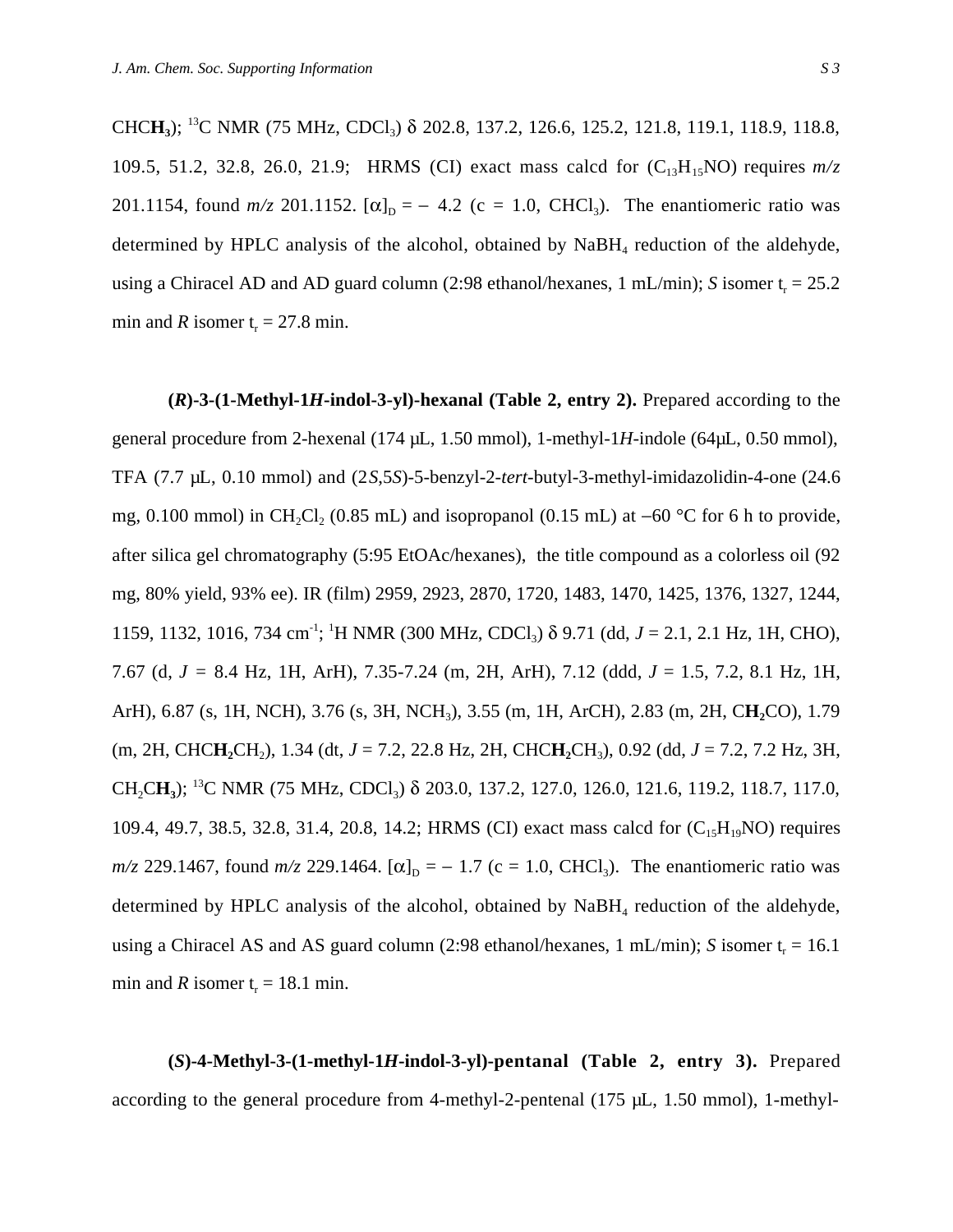CH**CH$_3$**); $^{13}$C NMR (75 MHz, $CDCl_3$) δ 202.8, 137.2, 126.6, 125.2, 121.8, 119.1, 118.9, 118.8, 109.5, 51.2, 32.8, 26.0, 21.9; HRMS (CI) exact mass calcd for ($C_{13}H_{15}NO$) requires *m/z* 201.1154, found *m/z* 201.1152. $[\alpha]_D = -4.2$ (c = 1.0, $CHCl_3$). The enantiomeric ratio was determined by HPLC analysis of the alcohol, obtained by $NaBH_4$ reduction of the aldehyde, using a Chiracel AD and AD guard column (2:98 ethanol/hexanes, 1 mL/min); *S* isomer $t_r$ = 25.2 min and *R* isomer $t_r$ = 27.8 min.

**(*R*)-3-(1-Methyl-1*H*-indol-3-yl)-hexanal (Table 2, entry 2).** Prepared according to the general procedure from 2-hexenal (174 μL, 1.50 mmol), 1-methyl-1*H*-indole (64μL, 0.50 mmol), TFA (7.7 μL, 0.10 mmol) and (2*S*,5*S*)-5-benzyl-2-*tert*-butyl-3-methyl-imidazolidin-4-one (24.6 mg, 0.100 mmol) in $CH_2Cl_2$ (0.85 mL) and isopropanol (0.15 mL) at −60 °C for 6 h to provide, after silica gel chromatography (5:95 EtOAc/hexanes), the title compound as a colorless oil (92 mg, 80% yield, 93% ee). IR (film) 2959, 2923, 2870, 1720, 1483, 1470, 1425, 1376, 1327, 1244, 1159, 1132, 1016, 734 cm$^{-1}$; $^{1}$H NMR (300 MHz, $CDCl_3$) δ 9.71 (dd, *J* = 2.1, 2.1 Hz, 1H, CHO), 7.67 (d, *J* = 8.4 Hz, 1H, ArH), 7.35-7.24 (m, 2H, ArH), 7.12 (ddd, *J* = 1.5, 7.2, 8.1 Hz, 1H, ArH), 6.87 (s, 1H, NCH), 3.76 (s, 3H, $NCH_3$), 3.55 (m, 1H, ArCH), 2.83 (m, 2H, C**H$_2$**CO), 1.79 (m, 2H, CHC**H$_2$**$CH_2$), 1.34 (dt, *J* = 7.2, 22.8 Hz, 2H, CHC**H$_2$**$CH_3$), 0.92 (dd, *J* = 7.2, 7.2 Hz, 3H, $CH_2$C**H$_3$**); $^{13}$C NMR (75 MHz, $CDCl_3$) δ 203.0, 137.2, 127.0, 126.0, 121.6, 119.2, 118.7, 117.0, 109.4, 49.7, 38.5, 32.8, 31.4, 20.8, 14.2; HRMS (CI) exact mass calcd for ($C_{15}H_{19}NO$) requires *m/z* 229.1467, found *m/z* 229.1464. $[\alpha]_D = -1.7$ (c = 1.0, $CHCl_3$). The enantiomeric ratio was determined by HPLC analysis of the alcohol, obtained by $NaBH_4$ reduction of the aldehyde, using a Chiracel AS and AS guard column (2:98 ethanol/hexanes, 1 mL/min); *S* isomer $t_r$ = 16.1 min and *R* isomer $t_r$ = 18.1 min.

**(*S*)-4-Methyl-3-(1-methyl-1*H*-indol-3-yl)-pentanal (Table 2, entry 3).** Prepared according to the general procedure from 4-methyl-2-pentenal (175 μL, 1.50 mmol), 1-methyl-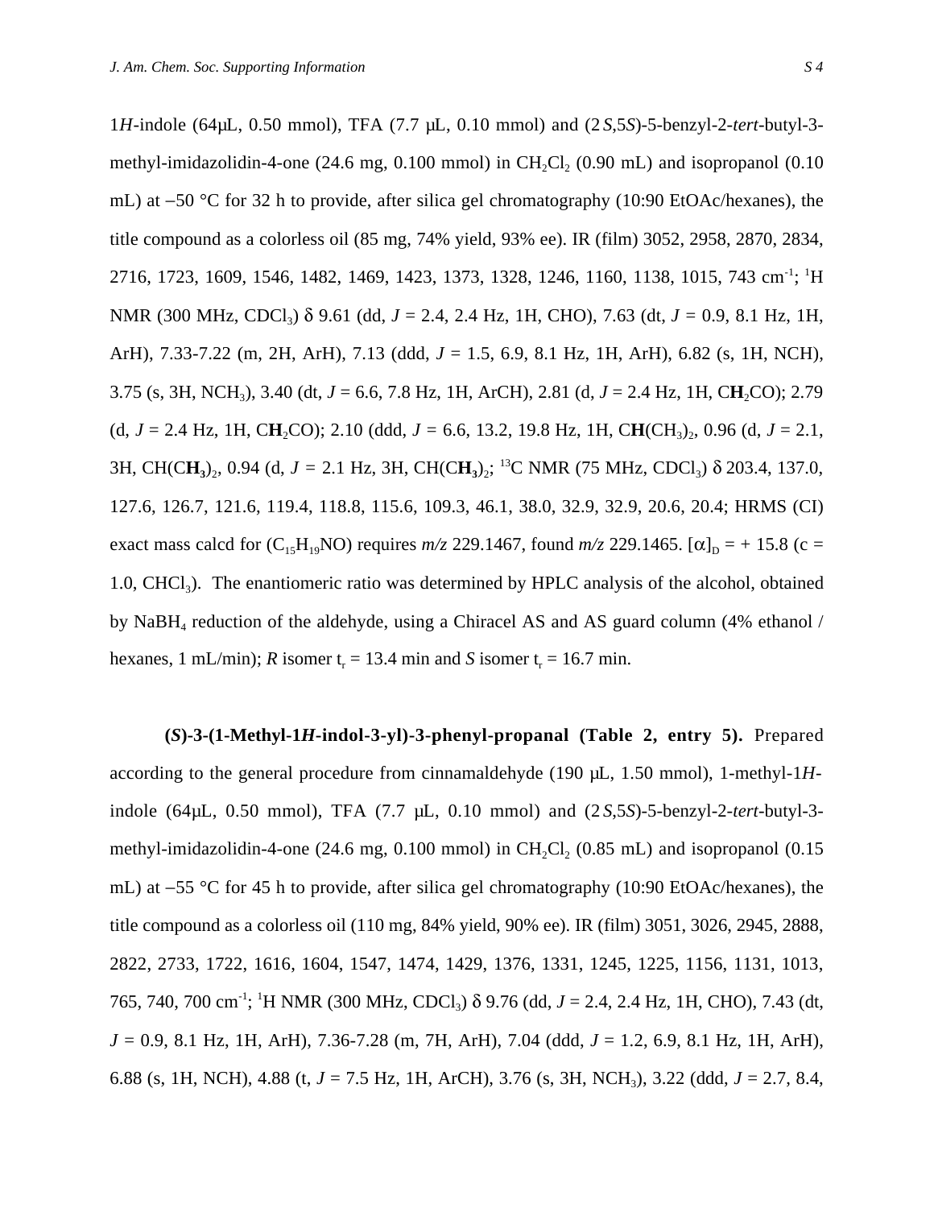1*H*-indole (64μL, 0.50 mmol), TFA (7.7 μL, 0.10 mmol) and (2*S*,5*S*)-5-benzyl-2-*tert*-butyl-3-methyl-imidazolidin-4-one (24.6 mg, 0.100 mmol) in $CH_2Cl_2$ (0.90 mL) and isopropanol (0.10 mL) at −50 °C for 32 h to provide, after silica gel chromatography (10:90 EtOAc/hexanes), the title compound as a colorless oil (85 mg, 74% yield, 93% ee). IR (film) 3052, 2958, 2870, 2834, 2716, 1723, 1609, 1546, 1482, 1469, 1423, 1373, 1328, 1246, 1160, 1138, 1015, 743 $cm^{-1}$; $^1H$ NMR (300 MHz, $CDCl_3$) δ 9.61 (dd, *J* = 2.4, 2.4 Hz, 1H, CHO), 7.63 (dt, *J* = 0.9, 8.1 Hz, 1H, ArH), 7.33-7.22 (m, 2H, ArH), 7.13 (ddd, *J* = 1.5, 6.9, 8.1 Hz, 1H, ArH), 6.82 (s, 1H, NCH), 3.75 (s, 3H, $NCH_3$), 3.40 (dt, *J* = 6.6, 7.8 Hz, 1H, ArCH), 2.81 (d, *J* = 2.4 Hz, 1H, C**H**$_2$CO); 2.79 (d, *J* = 2.4 Hz, 1H, C**H**$_2$CO); 2.10 (ddd, *J* = 6.6, 13.2, 19.8 Hz, 1H, C**H**$(CH_3)_2$, 0.96 (d, *J* = 2.1, 3H, CH(C**H**$_3$)$_2$, 0.94 (d, *J* = 2.1 Hz, 3H, CH(C**H**$_3$)$_2$; $^{13}C$ NMR (75 MHz, $CDCl_3$) δ 203.4, 137.0, 127.6, 126.7, 121.6, 119.4, 118.8, 115.6, 109.3, 46.1, 38.0, 32.9, 32.9, 20.6, 20.4; HRMS (CI) exact mass calcd for ($C_{15}H_{19}NO$) requires *m/z* 229.1467, found *m/z* 229.1465. $[\alpha]_D$ = + 15.8 (c = 1.0, $CHCl_3$). The enantiomeric ratio was determined by HPLC analysis of the alcohol, obtained by $NaBH_4$ reduction of the aldehyde, using a Chiracel AS and AS guard column (4% ethanol / hexanes, 1 mL/min); *R* isomer $t_r$ = 13.4 min and *S* isomer $t_r$ = 16.7 min.

**(*S*)-3-(1-Methyl-1*H*-indol-3-yl)-3-phenyl-propanal (Table 2, entry 5).** Prepared according to the general procedure from cinnamaldehyde (190 μL, 1.50 mmol), 1-methyl-1*H*-indole (64μL, 0.50 mmol), TFA (7.7 μL, 0.10 mmol) and (2*S*,5*S*)-5-benzyl-2-*tert*-butyl-3-methyl-imidazolidin-4-one (24.6 mg, 0.100 mmol) in $CH_2Cl_2$ (0.85 mL) and isopropanol (0.15 mL) at −55 °C for 45 h to provide, after silica gel chromatography (10:90 EtOAc/hexanes), the title compound as a colorless oil (110 mg, 84% yield, 90% ee). IR (film) 3051, 3026, 2945, 2888, 2822, 2733, 1722, 1616, 1604, 1547, 1474, 1429, 1376, 1331, 1245, 1225, 1156, 1131, 1013, 765, 740, 700 $cm^{-1}$; $^1H$ NMR (300 MHz, $CDCl_3$) δ 9.76 (dd, *J* = 2.4, 2.4 Hz, 1H, CHO), 7.43 (dt, *J* = 0.9, 8.1 Hz, 1H, ArH), 7.36-7.28 (m, 7H, ArH), 7.04 (ddd, *J* = 1.2, 6.9, 8.1 Hz, 1H, ArH), 6.88 (s, 1H, NCH), 4.88 (t, *J* = 7.5 Hz, 1H, ArCH), 3.76 (s, 3H, $NCH_3$), 3.22 (ddd, *J* = 2.7, 8.4,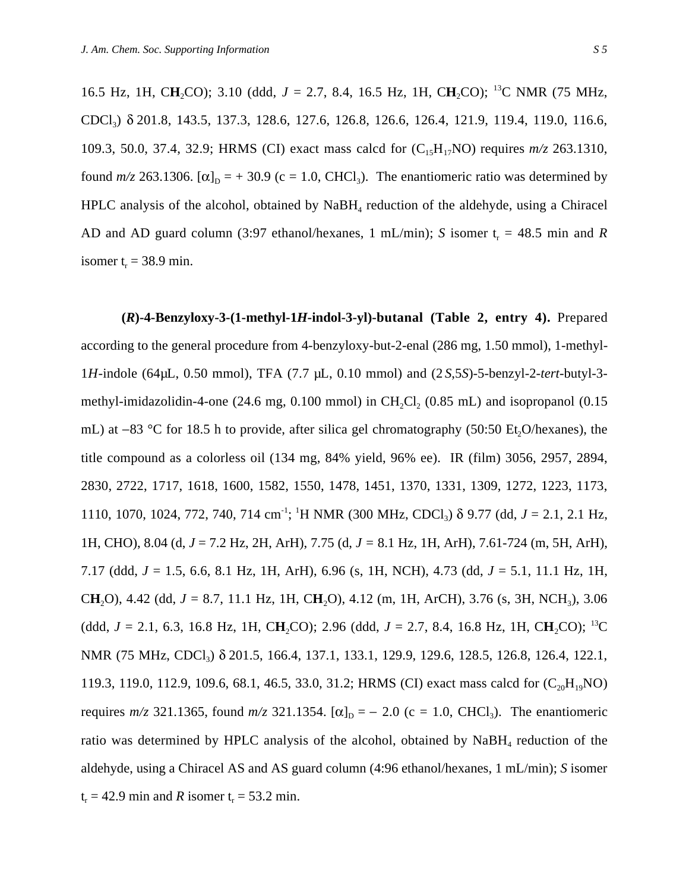16.5 Hz, 1H, C**H**$_2$CO); 3.10 (ddd, *J* = 2.7, 8.4, 16.5 Hz, 1H, C**H**$_2$CO); $^{13}$C NMR (75 MHz, $CDCl_3$) δ 201.8, 143.5, 137.3, 128.6, 127.6, 126.8, 126.6, 126.4, 121.9, 119.4, 119.0, 116.6, 109.3, 50.0, 37.4, 32.9; HRMS (CI) exact mass calcd for ($C_{15}H_{17}NO$) requires *m/z* 263.1310, found *m/z* 263.1306. $[\alpha]_D$ = + 30.9 (c = 1.0, $CHCl_3$). The enantiomeric ratio was determined by HPLC analysis of the alcohol, obtained by $NaBH_4$ reduction of the aldehyde, using a Chiracel AD and AD guard column (3:97 ethanol/hexanes, 1 mL/min); *S* isomer $t_r$ = 48.5 min and *R* isomer $t_r$ = 38.9 min.

**(*R*)-4-Benzyloxy-3-(1-methyl-1*H*-indol-3-yl)-butanal (Table 2, entry 4).** Prepared according to the general procedure from 4-benzyloxy-but-2-enal (286 mg, 1.50 mmol), 1-methyl-1*H*-indole (64μL, 0.50 mmol), TFA (7.7 μL, 0.10 mmol) and (2*S*,5*S*)-5-benzyl-2-*tert*-butyl-3-methyl-imidazolidin-4-one (24.6 mg, 0.100 mmol) in $CH_2Cl_2$ (0.85 mL) and isopropanol (0.15 mL) at −83 °C for 18.5 h to provide, after silica gel chromatography (50:50 $Et_2O$/hexanes), the title compound as a colorless oil (134 mg, 84% yield, 96% ee). IR (film) 3056, 2957, 2894, 2830, 2722, 1717, 1618, 1600, 1582, 1550, 1478, 1451, 1370, 1331, 1309, 1272, 1223, 1173, 1110, 1070, 1024, 772, 740, 714 cm$^{-1}$; $^1$H NMR (300 MHz, $CDCl_3$) δ 9.77 (dd, *J* = 2.1, 2.1 Hz, 1H, CHO), 8.04 (d, *J* = 7.2 Hz, 2H, ArH), 7.75 (d, *J* = 8.1 Hz, 1H, ArH), 7.61-724 (m, 5H, ArH), 7.17 (ddd, *J* = 1.5, 6.6, 8.1 Hz, 1H, ArH), 6.96 (s, 1H, NCH), 4.73 (dd, *J* = 5.1, 11.1 Hz, 1H, C**H**$_2$O), 4.42 (dd, *J* = 8.7, 11.1 Hz, 1H, C**H**$_2$O), 4.12 (m, 1H, ArCH), 3.76 (s, 3H, $NCH_3$), 3.06 (ddd, *J* = 2.1, 6.3, 16.8 Hz, 1H, C**H**$_2$CO); 2.96 (ddd, *J* = 2.7, 8.4, 16.8 Hz, 1H, C**H**$_2$CO); $^{13}$C NMR (75 MHz, $CDCl_3$) δ 201.5, 166.4, 137.1, 133.1, 129.9, 129.6, 128.5, 126.8, 126.4, 122.1, 119.3, 119.0, 112.9, 109.6, 68.1, 46.5, 33.0, 31.2; HRMS (CI) exact mass calcd for ($C_{20}H_{19}NO$) requires *m/z* 321.1365, found *m/z* 321.1354. $[\alpha]_D$ = − 2.0 (c = 1.0, $CHCl_3$). The enantiomeric ratio was determined by HPLC analysis of the alcohol, obtained by $NaBH_4$ reduction of the aldehyde, using a Chiracel AS and AS guard column (4:96 ethanol/hexanes, 1 mL/min); *S* isomer $t_r$ = 42.9 min and *R* isomer $t_r$ = 53.2 min.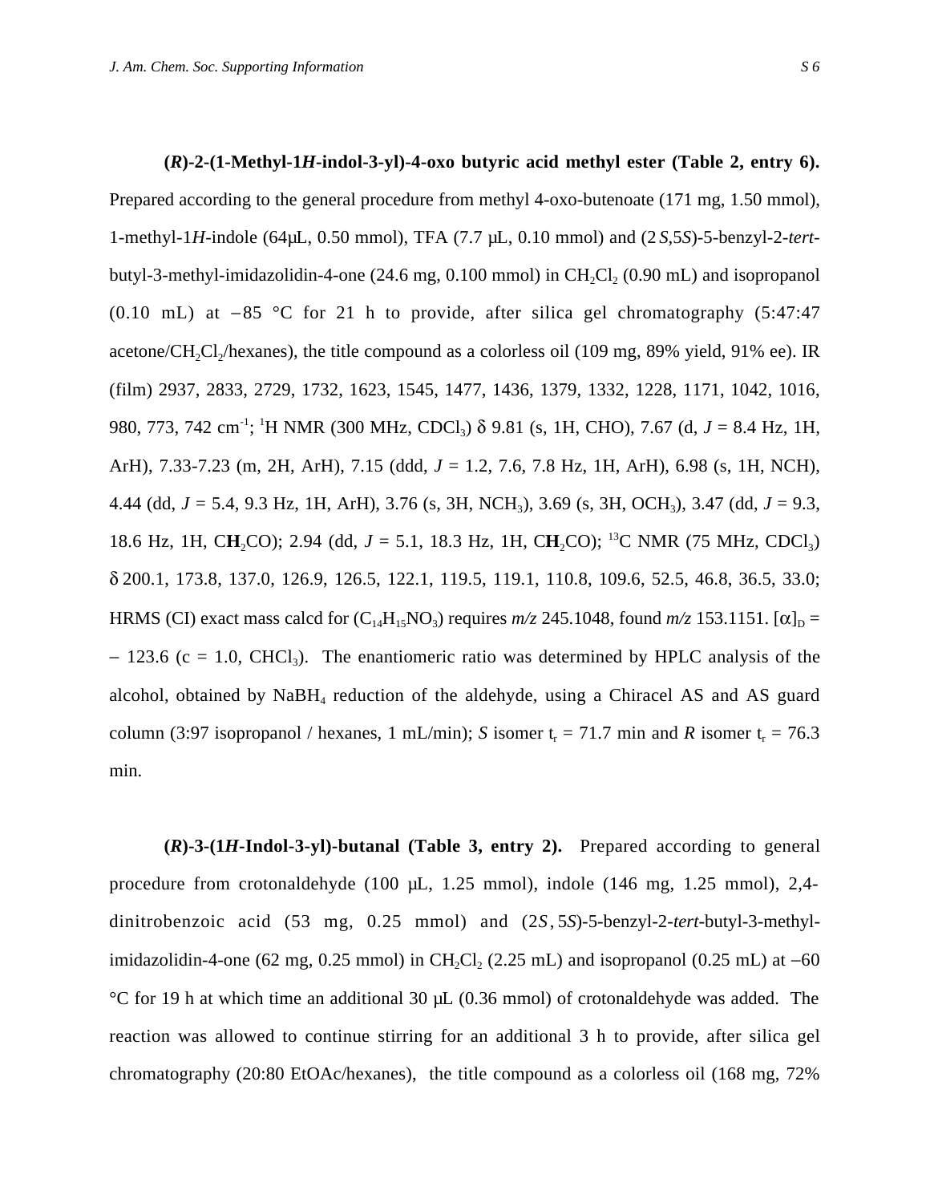**(*R*)-2-(1-Methyl-1*H*-indol-3-yl)-4-oxo butyric acid methyl ester (Table 2, entry 6).** Prepared according to the general procedure from methyl 4-oxo-butenoate (171 mg, 1.50 mmol), 1-methyl-1*H*-indole (64μL, 0.50 mmol), TFA (7.7 μL, 0.10 mmol) and (2*S*,5*S*)-5-benzyl-2-*tert*-butyl-3-methyl-imidazolidin-4-one (24.6 mg, 0.100 mmol) in $CH_2Cl_2$ (0.90 mL) and isopropanol (0.10 mL) at −85 °C for 21 h to provide, after silica gel chromatography (5:47:47 acetone/$CH_2Cl_2$/hexanes), the title compound as a colorless oil (109 mg, 89% yield, 91% ee). IR (film) 2937, 2833, 2729, 1732, 1623, 1545, 1477, 1436, 1379, 1332, 1228, 1171, 1042, 1016, 980, 773, 742 $cm^{-1}$; $^1H$ NMR (300 MHz, $CDCl_3$) δ 9.81 (s, 1H, CHO), 7.67 (d, *J* = 8.4 Hz, 1H, ArH), 7.33-7.23 (m, 2H, ArH), 7.15 (ddd, *J* = 1.2, 7.6, 7.8 Hz, 1H, ArH), 6.98 (s, 1H, NCH), 4.44 (dd, *J* = 5.4, 9.3 Hz, 1H, ArH), 3.76 (s, 3H, $NCH_3$), 3.69 (s, 3H, $OCH_3$), 3.47 (dd, *J* = 9.3, 18.6 Hz, 1H, C**H**$_2$CO); 2.94 (dd, *J* = 5.1, 18.3 Hz, 1H, C**H**$_2$CO); $^{13}C$ NMR (75 MHz, $CDCl_3$) δ 200.1, 173.8, 137.0, 126.9, 126.5, 122.1, 119.5, 119.1, 110.8, 109.6, 52.5, 46.8, 36.5, 33.0; HRMS (CI) exact mass calcd for ($C_{14}H_{15}NO_3$) requires *m/z* 245.1048, found *m/z* 153.1151. $[\alpha]_D$ = − 123.6 (c = 1.0, $CHCl_3$). The enantiomeric ratio was determined by HPLC analysis of the alcohol, obtained by $NaBH_4$ reduction of the aldehyde, using a Chiracel AS and AS guard column (3:97 isopropanol / hexanes, 1 mL/min); *S* isomer $t_r$ = 71.7 min and *R* isomer $t_r$ = 76.3 min.

**(*R*)-3-(1*H*-Indol-3-yl)-butanal (Table 3, entry 2).** Prepared according to general procedure from crotonaldehyde (100 μL, 1.25 mmol), indole (146 mg, 1.25 mmol), 2,4-dinitrobenzoic acid (53 mg, 0.25 mmol) and (2*S*, 5*S*)-5-benzyl-2-*tert*-butyl-3-methyl-imidazolidin-4-one (62 mg, 0.25 mmol) in $CH_2Cl_2$ (2.25 mL) and isopropanol (0.25 mL) at −60 °C for 19 h at which time an additional 30 μL (0.36 mmol) of crotonaldehyde was added. The reaction was allowed to continue stirring for an additional 3 h to provide, after silica gel chromatography (20:80 EtOAc/hexanes), the title compound as a colorless oil (168 mg, 72%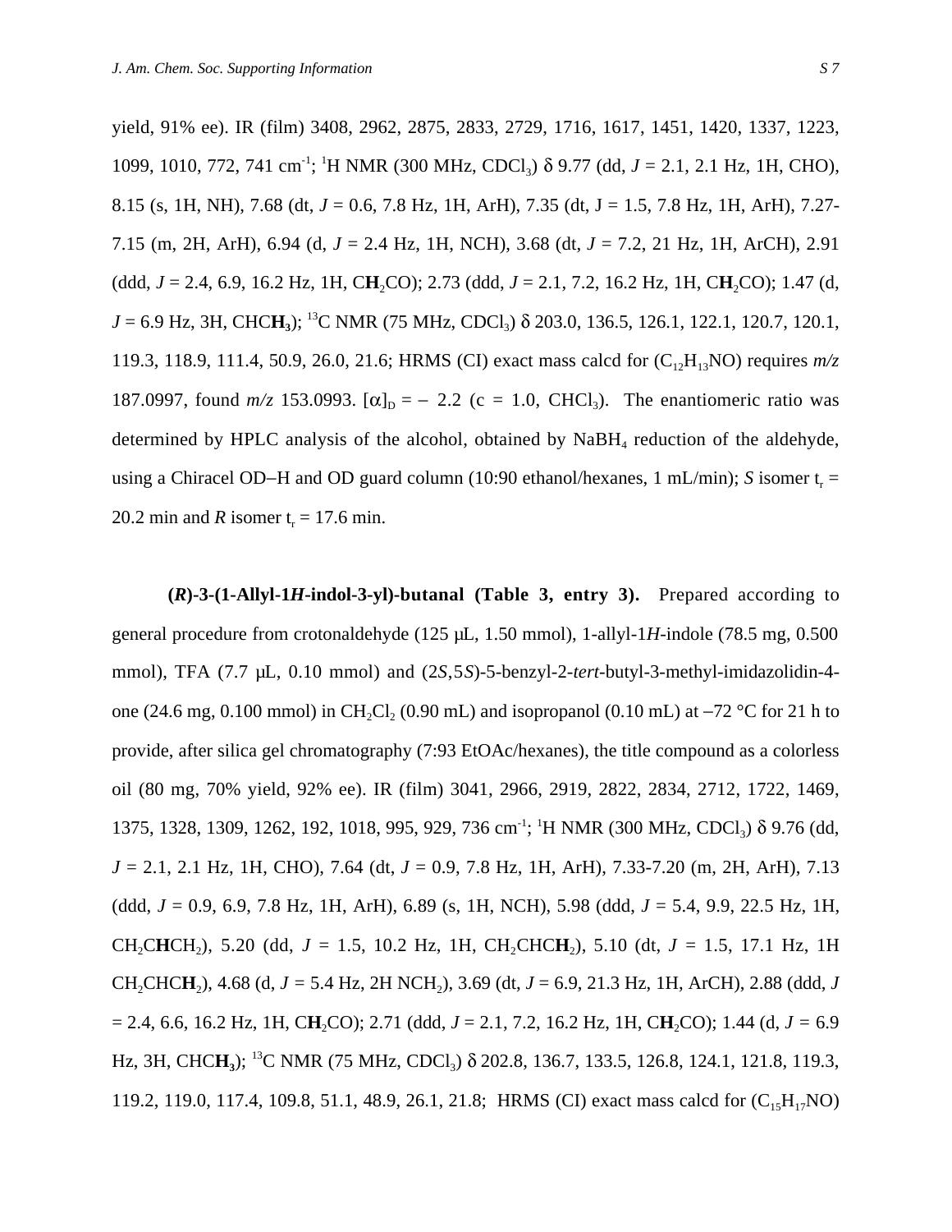yield, 91% ee). IR (film) 3408, 2962, 2875, 2833, 2729, 1716, 1617, 1451, 1420, 1337, 1223, 1099, 1010, 772, 741 $cm^{-1}$; $^1$H NMR (300 MHz, $CDCl_3$) δ 9.77 (dd, *J* = 2.1, 2.1 Hz, 1H, CHO), 8.15 (s, 1H, NH), 7.68 (dt, *J* = 0.6, 7.8 Hz, 1H, ArH), 7.35 (dt, J = 1.5, 7.8 Hz, 1H, ArH), 7.27-7.15 (m, 2H, ArH), 6.94 (d, *J* = 2.4 Hz, 1H, NCH), 3.68 (dt, *J* = 7.2, 21 Hz, 1H, ArCH), 2.91 (ddd, *J* = 2.4, 6.9, 16.2 Hz, 1H, C**H**$_2$CO); 2.73 (ddd, *J* = 2.1, 7.2, 16.2 Hz, 1H, C**H**$_2$CO); 1.47 (d, *J* = 6.9 Hz, 3H, CHC**H$_3$**); $^{13}$C NMR (75 MHz, $CDCl_3$) δ 203.0, 136.5, 126.1, 122.1, 120.7, 120.1, 119.3, 118.9, 111.4, 50.9, 26.0, 21.6; HRMS (CI) exact mass calcd for ($C_{12}H_{13}NO$) requires *m/z* 187.0997, found *m/z* 153.0993. $[\alpha]_D$ = − 2.2 (c = 1.0, $CHCl_3$). The enantiomeric ratio was determined by HPLC analysis of the alcohol, obtained by $NaBH_4$ reduction of the aldehyde, using a Chiracel OD–H and OD guard column (10:90 ethanol/hexanes, 1 mL/min); *S* isomer $t_r$ = 20.2 min and *R* isomer $t_r$ = 17.6 min.

**(*R*)-3-(1-Allyl-1*H*-indol-3-yl)-butanal (Table 3, entry 3).** Prepared according to general procedure from crotonaldehyde (125 μL, 1.50 mmol), 1-allyl-1*H*-indole (78.5 mg, 0.500 mmol), TFA (7.7 μL, 0.10 mmol) and (2*S*,5*S*)-5-benzyl-2-*tert*-butyl-3-methyl-imidazolidin-4-one (24.6 mg, 0.100 mmol) in $CH_2Cl_2$ (0.90 mL) and isopropanol (0.10 mL) at −72 °C for 21 h to provide, after silica gel chromatography (7:93 EtOAc/hexanes), the title compound as a colorless oil (80 mg, 70% yield, 92% ee). IR (film) 3041, 2966, 2919, 2822, 2834, 2712, 1722, 1469, 1375, 1328, 1309, 1262, 192, 1018, 995, 929, 736 $cm^{-1}$; $^1$H NMR (300 MHz, $CDCl_3$) δ 9.76 (dd, *J* = 2.1, 2.1 Hz, 1H, CHO), 7.64 (dt, *J* = 0.9, 7.8 Hz, 1H, ArH), 7.33-7.20 (m, 2H, ArH), 7.13 (ddd, *J* = 0.9, 6.9, 7.8 Hz, 1H, ArH), 6.89 (s, 1H, NCH), 5.98 (ddd, *J* = 5.4, 9.9, 22.5 Hz, 1H, $CH_2$C**H**$CH_2$), 5.20 (dd, *J* = 1.5, 10.2 Hz, 1H, $CH_2$CHC**H$_2$**), 5.10 (dt, *J* = 1.5, 17.1 Hz, 1H $CH_2$CHC**H$_2$**), 4.68 (d, *J* = 5.4 Hz, 2H $NCH_2$), 3.69 (dt, *J* = 6.9, 21.3 Hz, 1H, ArCH), 2.88 (ddd, *J* = 2.4, 6.6, 16.2 Hz, 1H, C**H**$_2$CO); 2.71 (ddd, *J* = 2.1, 7.2, 16.2 Hz, 1H, C**H**$_2$CO); 1.44 (d, *J* = 6.9 Hz, 3H, CHC**H$_3$**); $^{13}$C NMR (75 MHz, $CDCl_3$) δ 202.8, 136.7, 133.5, 126.8, 124.1, 121.8, 119.3, 119.2, 119.0, 117.4, 109.8, 51.1, 48.9, 26.1, 21.8; HRMS (CI) exact mass calcd for ($C_{15}H_{17}NO$)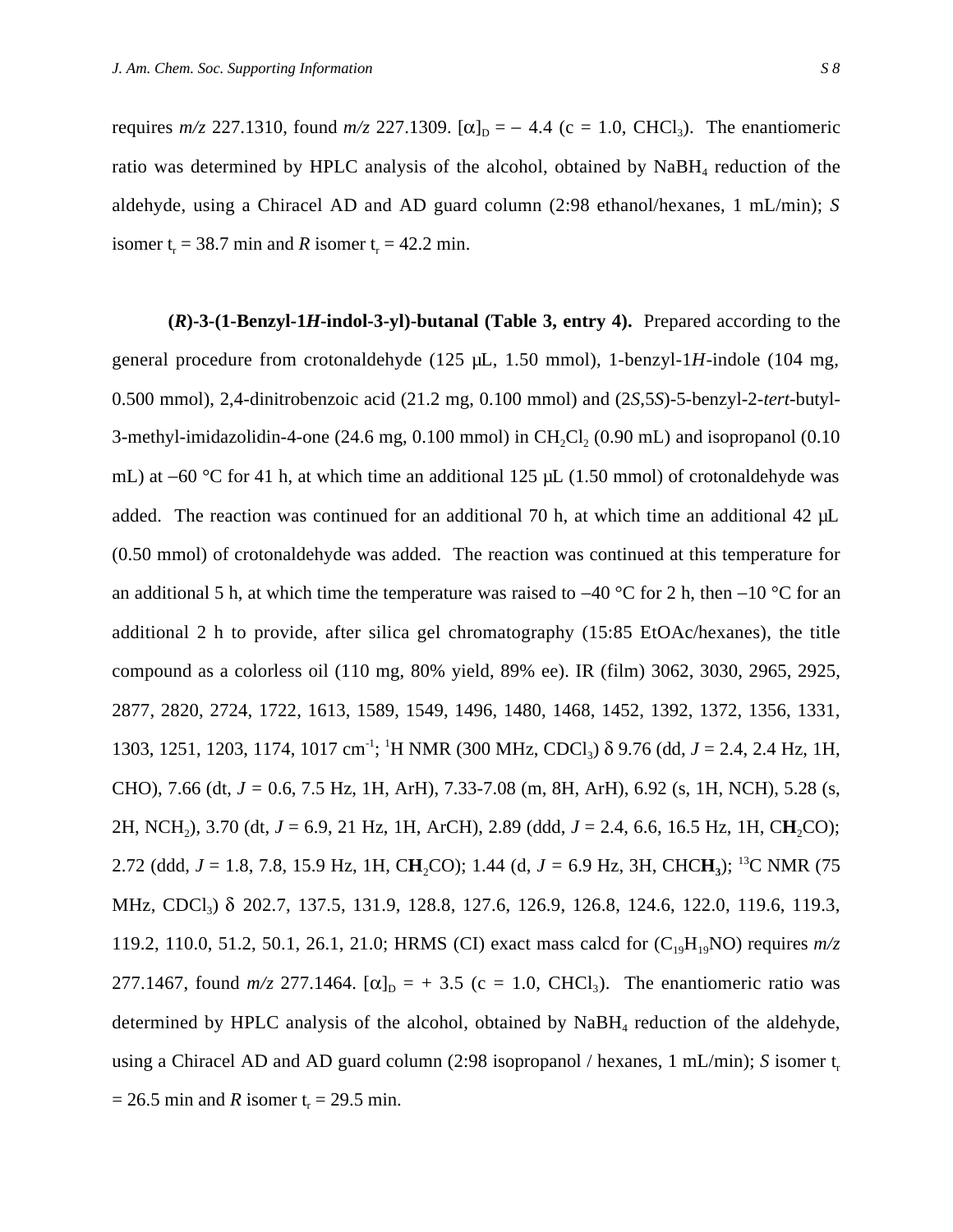requires *m/z* 227.1310, found *m/z* 227.1309. $[\alpha]_D = -4.4$ (c = 1.0, $CHCl_3$). The enantiomeric ratio was determined by HPLC analysis of the alcohol, obtained by $NaBH_4$ reduction of the aldehyde, using a Chiracel AD and AD guard column (2:98 ethanol/hexanes, 1 mL/min); *S* isomer $t_r$ = 38.7 min and *R* isomer $t_r$ = 42.2 min.

**(*R*)-3-(1-Benzyl-1*H*-indol-3-yl)-butanal (Table 3, entry 4).** Prepared according to the general procedure from crotonaldehyde (125 µL, 1.50 mmol), 1-benzyl-1*H*-indole (104 mg, 0.500 mmol), 2,4-dinitrobenzoic acid (21.2 mg, 0.100 mmol) and (2*S*,5*S*)-5-benzyl-2-*tert*-butyl-3-methyl-imidazolidin-4-one (24.6 mg, 0.100 mmol) in $CH_2Cl_2$ (0.90 mL) and isopropanol (0.10 mL) at −60 °C for 41 h, at which time an additional 125 µL (1.50 mmol) of crotonaldehyde was added. The reaction was continued for an additional 70 h, at which time an additional 42 µL (0.50 mmol) of crotonaldehyde was added. The reaction was continued at this temperature for an additional 5 h, at which time the temperature was raised to −40 °C for 2 h, then −10 °C for an additional 2 h to provide, after silica gel chromatography (15:85 EtOAc/hexanes), the title compound as a colorless oil (110 mg, 80% yield, 89% ee). IR (film) 3062, 3030, 2965, 2925, 2877, 2820, 2724, 1722, 1613, 1589, 1549, 1496, 1480, 1468, 1452, 1392, 1372, 1356, 1331, 1303, 1251, 1203, 1174, 1017 $cm^{-1}$; $^1H$ NMR (300 MHz, $CDCl_3$) δ 9.76 (dd, *J* = 2.4, 2.4 Hz, 1H, CHO), 7.66 (dt, *J* = 0.6, 7.5 Hz, 1H, ArH), 7.33-7.08 (m, 8H, ArH), 6.92 (s, 1H, NCH), 5.28 (s, 2H, $NCH_2$), 3.70 (dt, *J* = 6.9, 21 Hz, 1H, ArCH), 2.89 (ddd, *J* = 2.4, 6.6, 16.5 Hz, 1H, C**H**$_2$CO); 2.72 (ddd, *J* = 1.8, 7.8, 15.9 Hz, 1H, C**H**$_2$CO); 1.44 (d, *J* = 6.9 Hz, 3H, CHC**H**$_3$); $^{13}C$ NMR (75 MHz, $CDCl_3$) δ 202.7, 137.5, 131.9, 128.8, 127.6, 126.9, 126.8, 124.6, 122.0, 119.6, 119.3, 119.2, 110.0, 51.2, 50.1, 26.1, 21.0; HRMS (CI) exact mass calcd for ($C_{19}H_{19}NO$) requires *m/z* 277.1467, found *m/z* 277.1464. $[\alpha]_D = +3.5$ (c = 1.0, $CHCl_3$). The enantiomeric ratio was determined by HPLC analysis of the alcohol, obtained by $NaBH_4$ reduction of the aldehyde, using a Chiracel AD and AD guard column (2:98 isopropanol / hexanes, 1 mL/min); *S* isomer $t_r$ = 26.5 min and *R* isomer $t_r$ = 29.5 min.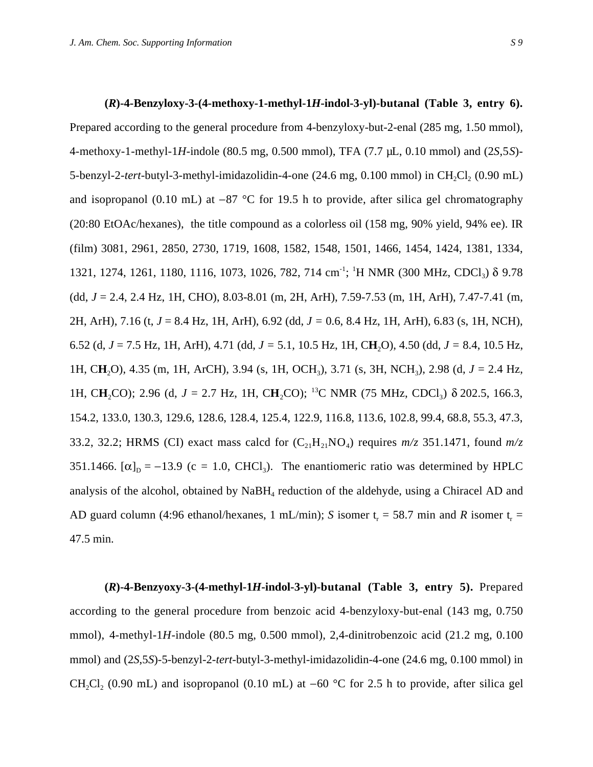**(*R*)-4-Benzyloxy-3-(4-methoxy-1-methyl-1*H*-indol-3-yl)-butanal (Table 3, entry 6).** Prepared according to the general procedure from 4-benzyloxy-but-2-enal (285 mg, 1.50 mmol), 4-methoxy-1-methyl-1*H*-indole (80.5 mg, 0.500 mmol), TFA (7.7 μL, 0.10 mmol) and (2*S*,5*S*)-5-benzyl-2-*tert*-butyl-3-methyl-imidazolidin-4-one (24.6 mg, 0.100 mmol) in $CH_2Cl_2$ (0.90 mL) and isopropanol (0.10 mL) at −87 °C for 19.5 h to provide, after silica gel chromatography (20:80 EtOAc/hexanes), the title compound as a colorless oil (158 mg, 90% yield, 94% ee). IR (film) 3081, 2961, 2850, 2730, 1719, 1608, 1582, 1548, 1501, 1466, 1454, 1424, 1381, 1334, 1321, 1274, 1261, 1180, 1116, 1073, 1026, 782, 714 $cm^{-1}$; $^1H$ NMR (300 MHz, $CDCl_3$) δ 9.78 (dd, *J* = 2.4, 2.4 Hz, 1H, CHO), 8.03-8.01 (m, 2H, ArH), 7.59-7.53 (m, 1H, ArH), 7.47-7.41 (m, 2H, ArH), 7.16 (t, *J* = 8.4 Hz, 1H, ArH), 6.92 (dd, *J* = 0.6, 8.4 Hz, 1H, ArH), 6.83 (s, 1H, NCH), 6.52 (d, *J* = 7.5 Hz, 1H, ArH), 4.71 (dd, *J* = 5.1, 10.5 Hz, 1H, C**H**$_2$O), 4.50 (dd, *J* = 8.4, 10.5 Hz, 1H, C**H**$_2$O), 4.35 (m, 1H, ArCH), 3.94 (s, 1H, $OCH_3$), 3.71 (s, 3H, $NCH_3$), 2.98 (d, *J* = 2.4 Hz, 1H, C**H**$_2$CO); 2.96 (d, *J* = 2.7 Hz, 1H, C**H**$_2$CO); $^{13}C$ NMR (75 MHz, $CDCl_3$) δ 202.5, 166.3, 154.2, 133.0, 130.3, 129.6, 128.6, 128.4, 125.4, 122.9, 116.8, 113.6, 102.8, 99.4, 68.8, 55.3, 47.3, 33.2, 32.2; HRMS (CI) exact mass calcd for ($C_{21}H_{21}NO_4$) requires *m/z* 351.1471, found *m/z* 351.1466. $[\alpha]_D$ = −13.9 (c = 1.0, $CHCl_3$). The enantiomeric ratio was determined by HPLC analysis of the alcohol, obtained by $NaBH_4$ reduction of the aldehyde, using a Chiracel AD and AD guard column (4:96 ethanol/hexanes, 1 mL/min); *S* isomer $t_r$ = 58.7 min and *R* isomer $t_r$ = 47.5 min.

**(*R*)-4-Benzyoxy-3-(4-methyl-1*H*-indol-3-yl)-butanal (Table 3, entry 5).** Prepared according to the general procedure from benzoic acid 4-benzyloxy-but-enal (143 mg, 0.750 mmol), 4-methyl-1*H*-indole (80.5 mg, 0.500 mmol), 2,4-dinitrobenzoic acid (21.2 mg, 0.100 mmol) and (2*S*,5*S*)-5-benzyl-2-*tert*-butyl-3-methyl-imidazolidin-4-one (24.6 mg, 0.100 mmol) in $CH_2Cl_2$ (0.90 mL) and isopropanol (0.10 mL) at −60 °C for 2.5 h to provide, after silica gel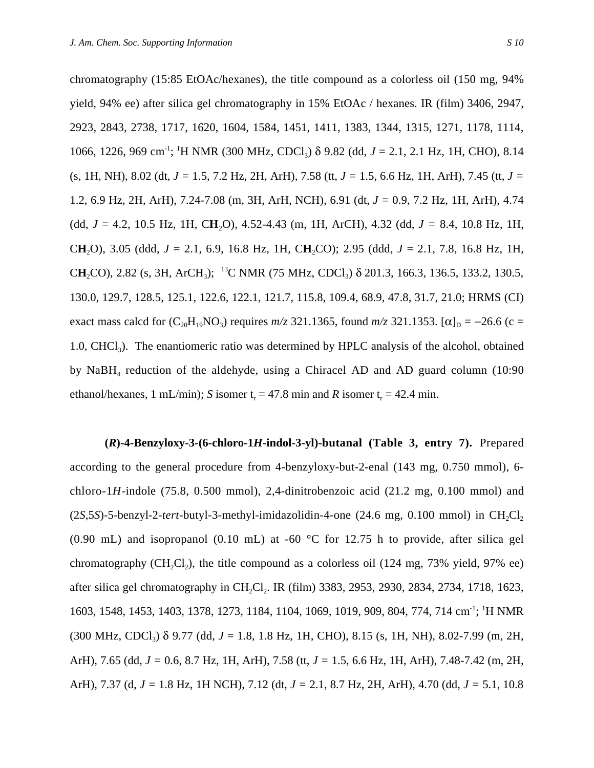chromatography (15:85 EtOAc/hexanes), the title compound as a colorless oil (150 mg, 94% yield, 94% ee) after silica gel chromatography in 15% EtOAc / hexanes. IR (film) 3406, 2947, 2923, 2843, 2738, 1717, 1620, 1604, 1584, 1451, 1411, 1383, 1344, 1315, 1271, 1178, 1114, 1066, 1226, 969 $cm^{-1}$; $^{1}H$ NMR (300 MHz, $CDCl_3$) δ 9.82 (dd, *J* = 2.1, 2.1 Hz, 1H, CHO), 8.14 (s, 1H, NH), 8.02 (dt, *J* = 1.5, 7.2 Hz, 2H, ArH), 7.58 (tt, *J* = 1.5, 6.6 Hz, 1H, ArH), 7.45 (tt, *J* = 1.2, 6.9 Hz, 2H, ArH), 7.24-7.08 (m, 3H, ArH, NCH), 6.91 (dt, *J* = 0.9, 7.2 Hz, 1H, ArH), 4.74 (dd, *J* = 4.2, 10.5 Hz, 1H, C**H**$_2$O), 4.52-4.43 (m, 1H, ArCH), 4.32 (dd, *J* = 8.4, 10.8 Hz, 1H, C**H**$_2$O), 3.05 (ddd, *J* = 2.1, 6.9, 16.8 Hz, 1H, C**H**$_2$CO); 2.95 (ddd, *J* = 2.1, 7.8, 16.8 Hz, 1H, C**H**$_2$CO), 2.82 (s, 3H, $ArCH_3$); $^{13}C$ NMR (75 MHz, $CDCl_3$) δ 201.3, 166.3, 136.5, 133.2, 130.5, 130.0, 129.7, 128.5, 125.1, 122.6, 122.1, 121.7, 115.8, 109.4, 68.9, 47.8, 31.7, 21.0; HRMS (CI) exact mass calcd for ($C_{20}H_{19}NO_3$) requires *m/z* 321.1365, found *m/z* 321.1353. $[\alpha]_D = -26.6$ (c = 1.0, $CHCl_3$). The enantiomeric ratio was determined by HPLC analysis of the alcohol, obtained by $NaBH_4$ reduction of the aldehyde, using a Chiracel AD and AD guard column (10:90 ethanol/hexanes, 1 mL/min); *S* isomer $t_r$ = 47.8 min and *R* isomer $t_r$ = 42.4 min.

**(*R*)-4-Benzyloxy-3-(6-chloro-1*H*-indol-3-yl)-butanal (Table 3, entry 7).** Prepared according to the general procedure from 4-benzyloxy-but-2-enal (143 mg, 0.750 mmol), 6-chloro-1*H*-indole (75.8, 0.500 mmol), 2,4-dinitrobenzoic acid (21.2 mg, 0.100 mmol) and (2*S*,5*S*)-5-benzyl-2-*tert*-butyl-3-methyl-imidazolidin-4-one (24.6 mg, 0.100 mmol) in $CH_2Cl_2$ (0.90 mL) and isopropanol (0.10 mL) at -60 °C for 12.75 h to provide, after silica gel chromatography ($CH_2Cl_2$), the title compound as a colorless oil (124 mg, 73% yield, 97% ee) after silica gel chromatography in $CH_2Cl_2$. IR (film) 3383, 2953, 2930, 2834, 2734, 1718, 1623, 1603, 1548, 1453, 1403, 1378, 1273, 1184, 1104, 1069, 1019, 909, 804, 774, 714 $cm^{-1}$; $^{1}H$ NMR (300 MHz, $CDCl_3$) δ 9.77 (dd, *J* = 1.8, 1.8 Hz, 1H, CHO), 8.15 (s, 1H, NH), 8.02-7.99 (m, 2H, ArH), 7.65 (dd, *J* = 0.6, 8.7 Hz, 1H, ArH), 7.58 (tt, *J* = 1.5, 6.6 Hz, 1H, ArH), 7.48-7.42 (m, 2H, ArH), 7.37 (d, *J* = 1.8 Hz, 1H NCH), 7.12 (dt, *J* = 2.1, 8.7 Hz, 2H, ArH), 4.70 (dd, *J* = 5.1, 10.8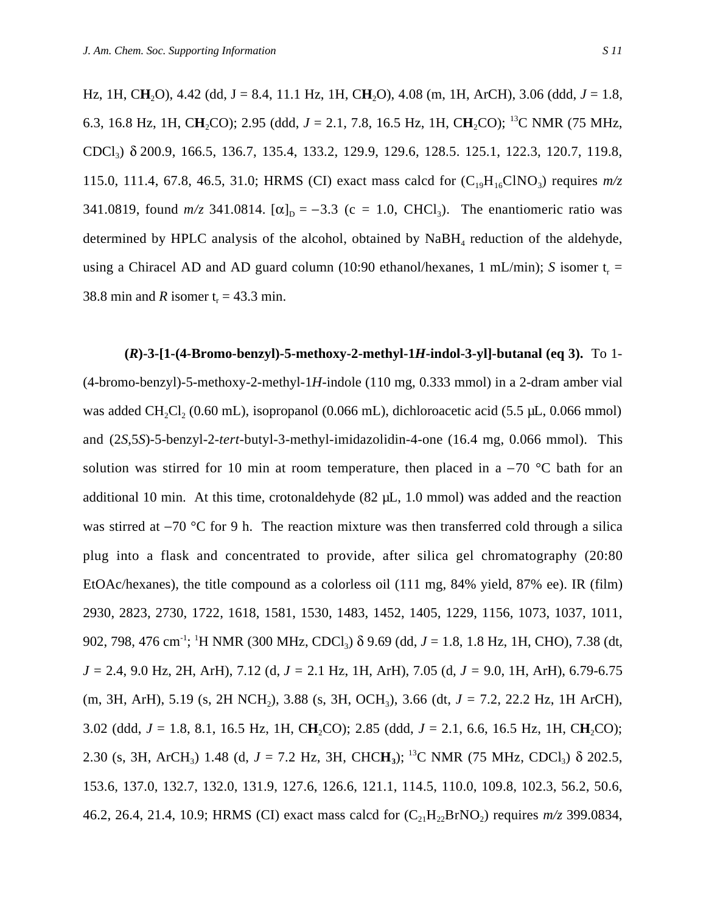Hz, 1H, C**H**$_2$O), 4.42 (dd, J = 8.4, 11.1 Hz, 1H, C**H**$_2$O), 4.08 (m, 1H, ArCH), 3.06 (ddd, *J* = 1.8, 6.3, 16.8 Hz, 1H, C**H**$_2$CO); 2.95 (ddd, *J* = 2.1, 7.8, 16.5 Hz, 1H, C**H**$_2$CO); $^{13}$C NMR (75 MHz, $CDCl_3$) δ 200.9, 166.5, 136.7, 135.4, 133.2, 129.9, 129.6, 128.5. 125.1, 122.3, 120.7, 119.8, 115.0, 111.4, 67.8, 46.5, 31.0; HRMS (CI) exact mass calcd for ($C_{19}H_{16}ClNO_3$) requires *m/z* 341.0819, found *m/z* 341.0814. $[\alpha]_D = -3.3$ (c = 1.0, $CHCl_3$). The enantiomeric ratio was determined by HPLC analysis of the alcohol, obtained by $NaBH_4$ reduction of the aldehyde, using a Chiracel AD and AD guard column (10:90 ethanol/hexanes, 1 mL/min); *S* isomer $t_r$ = 38.8 min and *R* isomer $t_r$ = 43.3 min.

**(*R*)-3-[1-(4-Bromo-benzyl)-5-methoxy-2-methyl-1*H*-indol-3-yl]-butanal (eq 3).** To 1-(4-bromo-benzyl)-5-methoxy-2-methyl-1*H*-indole (110 mg, 0.333 mmol) in a 2-dram amber vial was added $CH_2Cl_2$ (0.60 mL), isopropanol (0.066 mL), dichloroacetic acid (5.5 µL, 0.066 mmol) and (2*S*,5*S*)-5-benzyl-2-*tert*-butyl-3-methyl-imidazolidin-4-one (16.4 mg, 0.066 mmol). This solution was stirred for 10 min at room temperature, then placed in a −70 °C bath for an additional 10 min. At this time, crotonaldehyde (82 µL, 1.0 mmol) was added and the reaction was stirred at −70 °C for 9 h. The reaction mixture was then transferred cold through a silica plug into a flask and concentrated to provide, after silica gel chromatography (20:80 EtOAc/hexanes), the title compound as a colorless oil (111 mg, 84% yield, 87% ee). IR (film) 2930, 2823, 2730, 1722, 1618, 1581, 1530, 1483, 1452, 1405, 1229, 1156, 1073, 1037, 1011, 902, 798, 476 cm$^{-1}$; $^1$H NMR (300 MHz, $CDCl_3$) δ 9.69 (dd, *J* = 1.8, 1.8 Hz, 1H, CHO), 7.38 (dt, *J* = 2.4, 9.0 Hz, 2H, ArH), 7.12 (d, *J* = 2.1 Hz, 1H, ArH), 7.05 (d, *J* = 9.0, 1H, ArH), 6.79-6.75 (m, 3H, ArH), 5.19 (s, 2H $NCH_2$), 3.88 (s, 3H, $OCH_3$), 3.66 (dt, *J* = 7.2, 22.2 Hz, 1H ArCH), 3.02 (ddd, *J* = 1.8, 8.1, 16.5 Hz, 1H, C**H**$_2$CO); 2.85 (ddd, *J* = 2.1, 6.6, 16.5 Hz, 1H, C**H**$_2$CO); 2.30 (s, 3H, $ArCH_3$) 1.48 (d, *J* = 7.2 Hz, 3H, CHC**H**$_3$); $^{13}$C NMR (75 MHz, $CDCl_3$) δ 202.5, 153.6, 137.0, 132.7, 132.0, 131.9, 127.6, 126.6, 121.1, 114.5, 110.0, 109.8, 102.3, 56.2, 50.6, 46.2, 26.4, 21.4, 10.9; HRMS (CI) exact mass calcd for ($C_{21}H_{22}BrNO_2$) requires *m/z* 399.0834,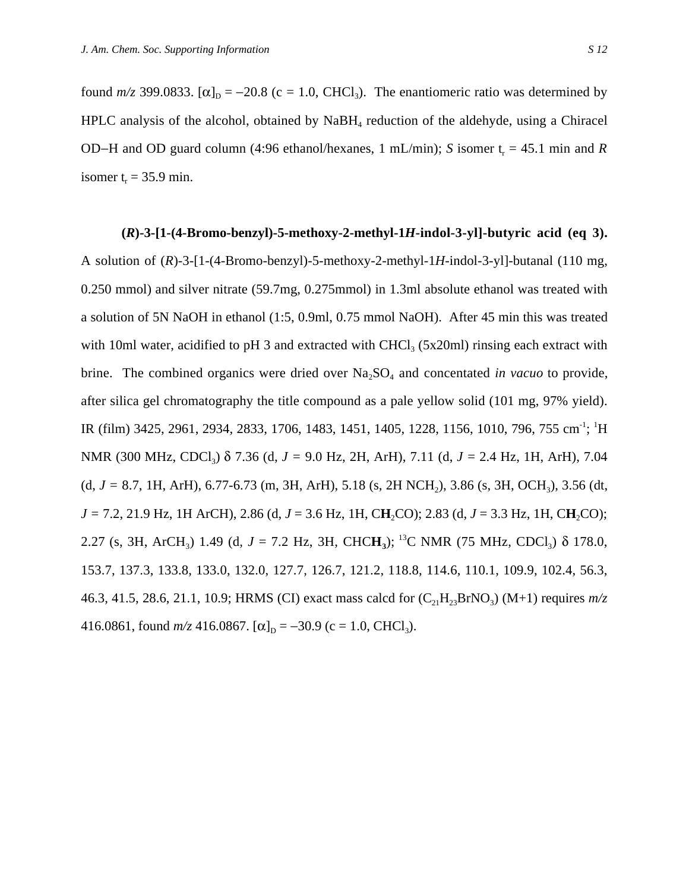found *m/z* 399.0833. $[\alpha]_D$ = –20.8 (c = 1.0, $CHCl_3$). The enantiomeric ratio was determined by HPLC analysis of the alcohol, obtained by $NaBH_4$ reduction of the aldehyde, using a Chiracel OD–H and OD guard column (4:96 ethanol/hexanes, 1 mL/min); *S* isomer $t_r$ = 45.1 min and *R* isomer $t_r$ = 35.9 min.

**(*R*)-3-[1-(4-Bromo-benzyl)-5-methoxy-2-methyl-1*H*-indol-3-yl]-butyric acid (eq 3).** A solution of (*R*)-3-[1-(4-Bromo-benzyl)-5-methoxy-2-methyl-1*H*-indol-3-yl]-butanal (110 mg, 0.250 mmol) and silver nitrate (59.7mg, 0.275mmol) in 1.3ml absolute ethanol was treated with a solution of 5N NaOH in ethanol (1:5, 0.9ml, 0.75 mmol NaOH). After 45 min this was treated with 10ml water, acidified to pH 3 and extracted with $CHCl_3$ (5x20ml) rinsing each extract with brine. The combined organics were dried over $Na_2SO_4$ and concentated *in vacuo* to provide, after silica gel chromatography the title compound as a pale yellow solid (101 mg, 97% yield). IR (film) 3425, 2961, 2934, 2833, 1706, 1483, 1451, 1405, 1228, 1156, 1010, 796, 755 $cm^{-1}$; $^{1}H$ NMR (300 MHz, $CDCl_3$) δ 7.36 (d, *J* = 9.0 Hz, 2H, ArH), 7.11 (d, *J* = 2.4 Hz, 1H, ArH), 7.04 (d, *J* = 8.7, 1H, ArH), 6.77-6.73 (m, 3H, ArH), 5.18 (s, 2H $NCH_2$), 3.86 (s, 3H, $OCH_3$), 3.56 (dt, *J* = 7.2, 21.9 Hz, 1H ArCH), 2.86 (d, *J* = 3.6 Hz, 1H, C**$H_2$**CO); 2.83 (d, *J* = 3.3 Hz, 1H, C**$H_2$**CO); 2.27 (s, 3H, $ArCH_3$) 1.49 (d, *J* = 7.2 Hz, 3H, CHC**$H_3$**); $^{13}C$ NMR (75 MHz, $CDCl_3$) δ 178.0, 153.7, 137.3, 133.8, 133.0, 132.0, 127.7, 126.7, 121.2, 118.8, 114.6, 110.1, 109.9, 102.4, 56.3, 46.3, 41.5, 28.6, 21.1, 10.9; HRMS (CI) exact mass calcd for ($C_{21}H_{23}BrNO_3$) (M+1) requires *m/z* 416.0861, found *m/z* 416.0867. $[\alpha]_D$ = –30.9 (c = 1.0, $CHCl_3$).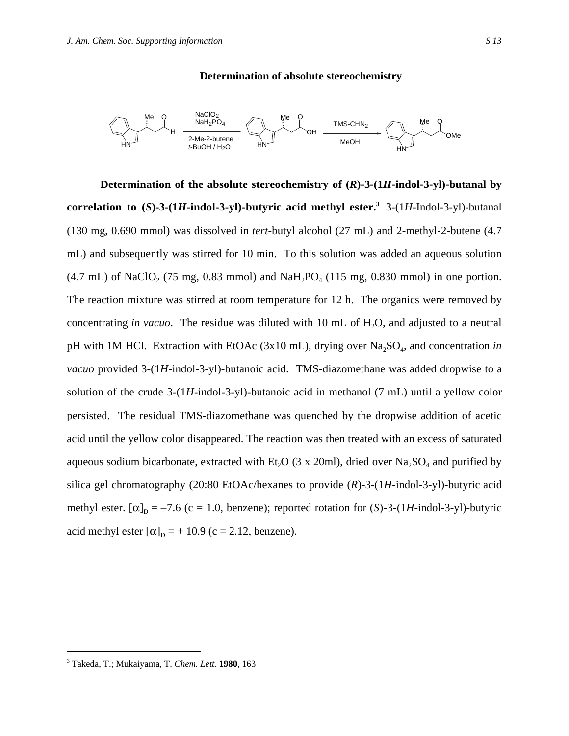### Determination of absolute stereochemistry

**Determination of the absolute stereochemistry of (*R*)-3-(1*H*-indol-3-yl)-butanal by correlation to (*S*)-3-(1*H*-indol-3-yl)-butyric acid methyl ester.**[3] 3-(1*H*-Indol-3-yl)-butanal (130 mg, 0.690 mmol) was dissolved in *tert*-butyl alcohol (27 mL) and 2-methyl-2-butene (4.7 mL) and subsequently was stirred for 10 min. To this solution was added an aqueous solution (4.7 mL) of $NaClO_2$ (75 mg, 0.83 mmol) and $NaH_2PO_4$ (115 mg, 0.830 mmol) in one portion. The reaction mixture was stirred at room temperature for 12 h. The organics were removed by concentrating *in vacuo*. The residue was diluted with 10 mL of $H_2O$, and adjusted to a neutral pH with 1M HCl. Extraction with EtOAc (3x10 mL), drying over $Na_2SO_4$, and concentration *in vacuo* provided 3-(1*H*-indol-3-yl)-butanoic acid. TMS-diazomethane was added dropwise to a solution of the crude 3-(1*H*-indol-3-yl)-butanoic acid in methanol (7 mL) until a yellow color persisted. The residual TMS-diazomethane was quenched by the dropwise addition of acetic acid until the yellow color disappeared. The reaction was then treated with an excess of saturated aqueous sodium bicarbonate, extracted with $Et_2O$ (3 x 20ml), dried over $Na_2SO_4$ and purified by silica gel chromatography (20:80 EtOAc/hexanes to provide (*R*)-3-(1*H*-indol-3-yl)-butyric acid methyl ester. $[\alpha]_D = -7.6$ (c = 1.0, benzene); reported rotation for (*S*)-3-(1*H*-indol-3-yl)-butyric acid methyl ester $[\alpha]_D = +10.9$ (c = 2.12, benzene).

---

[3] Takeda, T.; Mukaiyama, T. *Chem. Lett.* **1980**, 163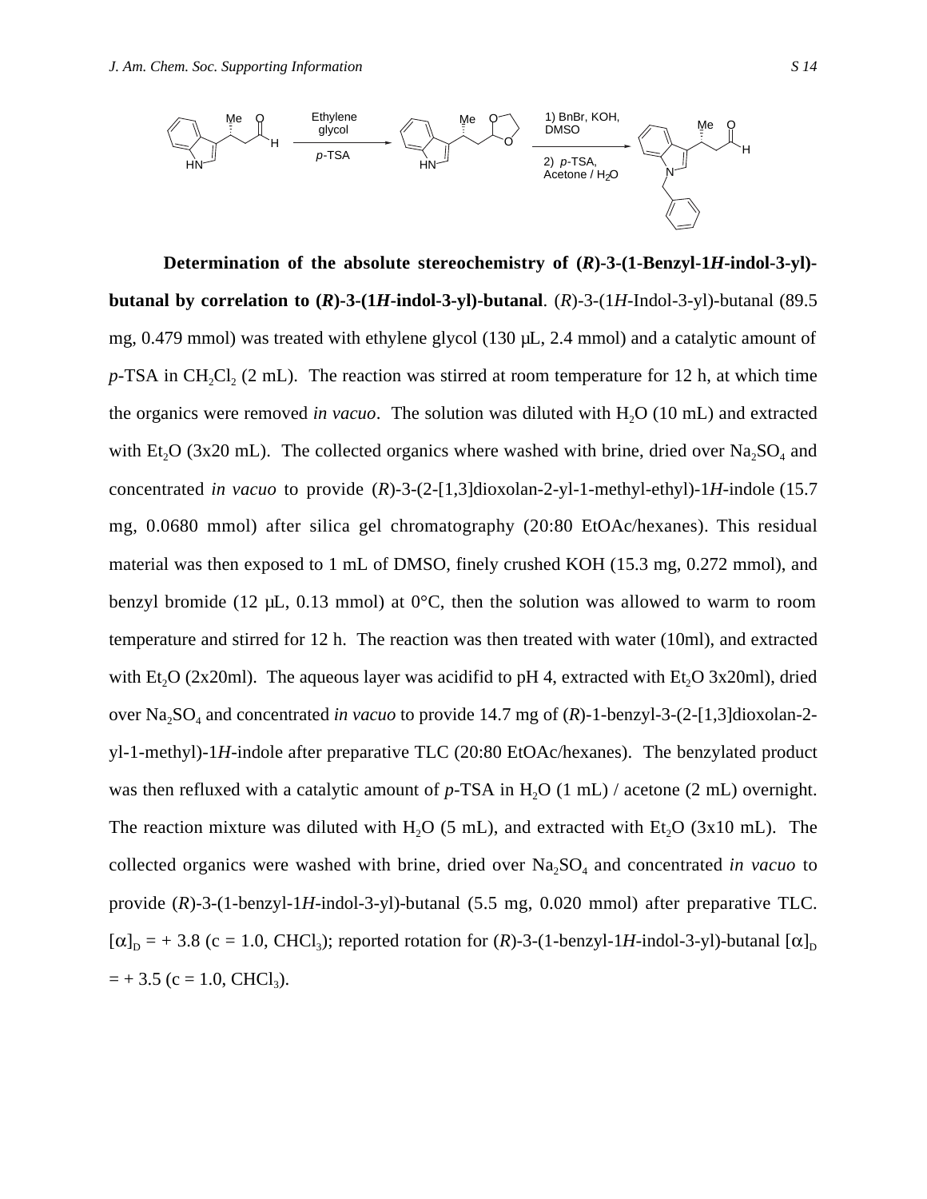**Determination of the absolute stereochemistry of (*R*)-3-(1-Benzyl-1*H*-indol-3-yl)-butanal by correlation to (*R*)-3-(1*H*-indol-3-yl)-butanal**. (*R*)-3-(1*H*-Indol-3-yl)-butanal (89.5 mg, 0.479 mmol) was treated with ethylene glycol (130 μL, 2.4 mmol) and a catalytic amount of *p*-TSA in $CH_2Cl_2$ (2 mL). The reaction was stirred at room temperature for 12 h, at which time the organics were removed *in vacuo*. The solution was diluted with $H_2O$ (10 mL) and extracted with $Et_2O$ (3x20 mL). The collected organics where washed with brine, dried over $Na_2SO_4$ and concentrated *in vacuo* to provide (*R*)-3-(2-[1,3]dioxolan-2-yl-1-methyl-ethyl)-1*H*-indole (15.7 mg, 0.0680 mmol) after silica gel chromatography (20:80 EtOAc/hexanes). This residual material was then exposed to 1 mL of DMSO, finely crushed KOH (15.3 mg, 0.272 mmol), and benzyl bromide (12 μL, 0.13 mmol) at 0°C, then the solution was allowed to warm to room temperature and stirred for 12 h. The reaction was then treated with water (10ml), and extracted with $Et_2O$ (2x20ml). The aqueous layer was acidifid to pH 4, extracted with $Et_2O$ 3x20ml), dried over $Na_2SO_4$ and concentrated *in vacuo* to provide 14.7 mg of (*R*)-1-benzyl-3-(2-[1,3]dioxolan-2-yl-1-methyl)-1*H*-indole after preparative TLC (20:80 EtOAc/hexanes). The benzylated product was then refluxed with a catalytic amount of *p*-TSA in $H_2O$ (1 mL) / acetone (2 mL) overnight. The reaction mixture was diluted with $H_2O$ (5 mL), and extracted with $Et_2O$ (3x10 mL). The collected organics were washed with brine, dried over $Na_2SO_4$ and concentrated *in vacuo* to provide (*R*)-3-(1-benzyl-1*H*-indol-3-yl)-butanal (5.5 mg, 0.020 mmol) after preparative TLC. $[\alpha]_D$ = + 3.8 (c = 1.0, $CHCl_3$); reported rotation for (*R*)-3-(1-benzyl-1*H*-indol-3-yl)-butanal $[\alpha]_D$ = + 3.5 (c = 1.0, $CHCl_3$).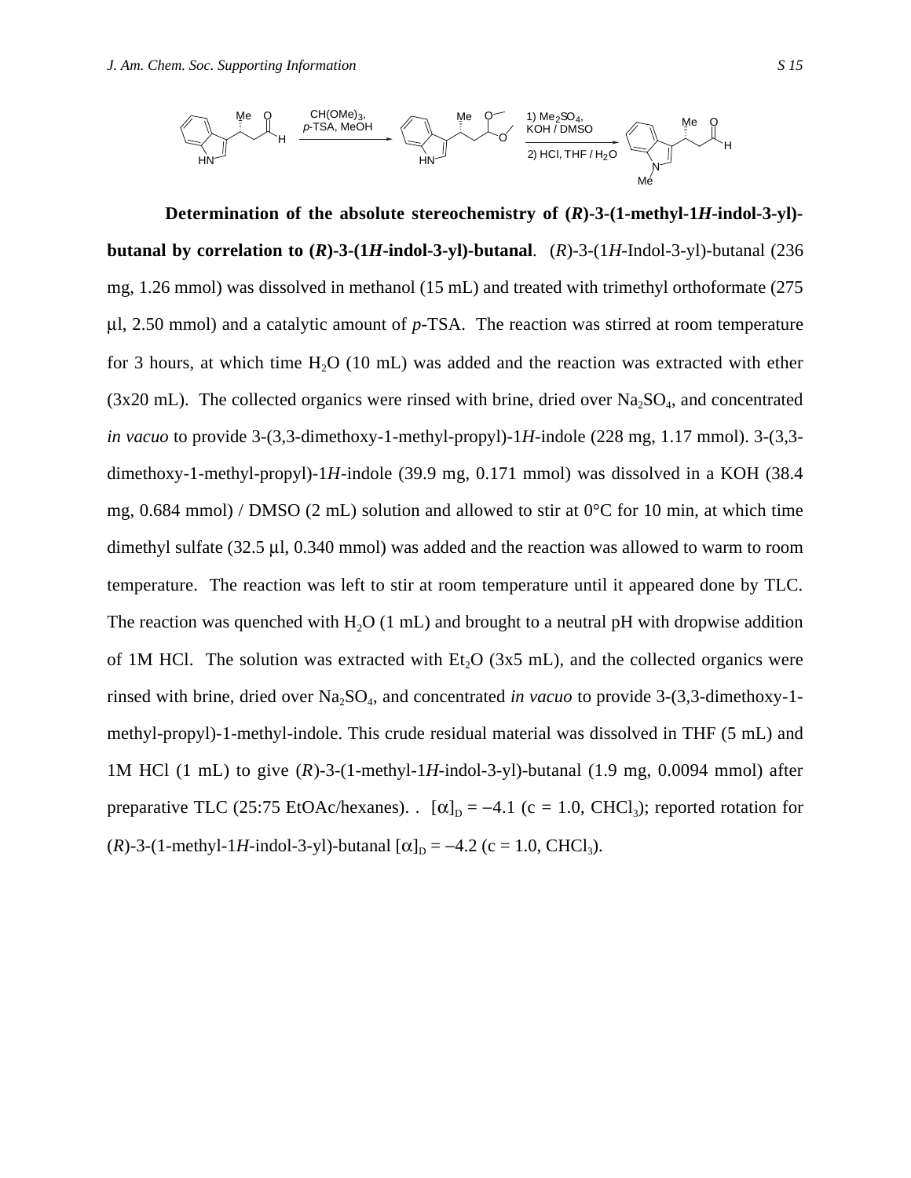**Determination of the absolute stereochemistry of (*R*)-3-(1-methyl-1*H*-indol-3-yl)-butanal by correlation to (*R*)-3-(1*H*-indol-3-yl)-butanal.** (*R*)-3-(1*H*-Indol-3-yl)-butanal (236 mg, 1.26 mmol) was dissolved in methanol (15 mL) and treated with trimethyl orthoformate (275 μl, 2.50 mmol) and a catalytic amount of *p*-TSA. The reaction was stirred at room temperature for 3 hours, at which time $H_2O$ (10 mL) was added and the reaction was extracted with ether (3x20 mL). The collected organics were rinsed with brine, dried over $Na_2SO_4$, and concentrated *in vacuo* to provide 3-(3,3-dimethoxy-1-methyl-propyl)-1*H*-indole (228 mg, 1.17 mmol). 3-(3,3-dimethoxy-1-methyl-propyl)-1*H*-indole (39.9 mg, 0.171 mmol) was dissolved in a KOH (38.4 mg, 0.684 mmol) / DMSO (2 mL) solution and allowed to stir at 0°C for 10 min, at which time dimethyl sulfate (32.5 μl, 0.340 mmol) was added and the reaction was allowed to warm to room temperature. The reaction was left to stir at room temperature until it appeared done by TLC. The reaction was quenched with $H_2O$ (1 mL) and brought to a neutral pH with dropwise addition of 1M HCl. The solution was extracted with $Et_2O$ (3x5 mL), and the collected organics were rinsed with brine, dried over $Na_2SO_4$, and concentrated *in vacuo* to provide 3-(3,3-dimethoxy-1-methyl-propyl)-1-methyl-indole. This crude residual material was dissolved in THF (5 mL) and 1M HCl (1 mL) to give (*R*)-3-(1-methyl-1*H*-indol-3-yl)-butanal (1.9 mg, 0.0094 mmol) after preparative TLC (25:75 EtOAc/hexanes). . $[\alpha]_D = -4.1$ (c = 1.0, $CHCl_3$); reported rotation for (*R*)-3-(1-methyl-1*H*-indol-3-yl)-butanal $[\alpha]_D = -4.2$ (c = 1.0, $CHCl_3$).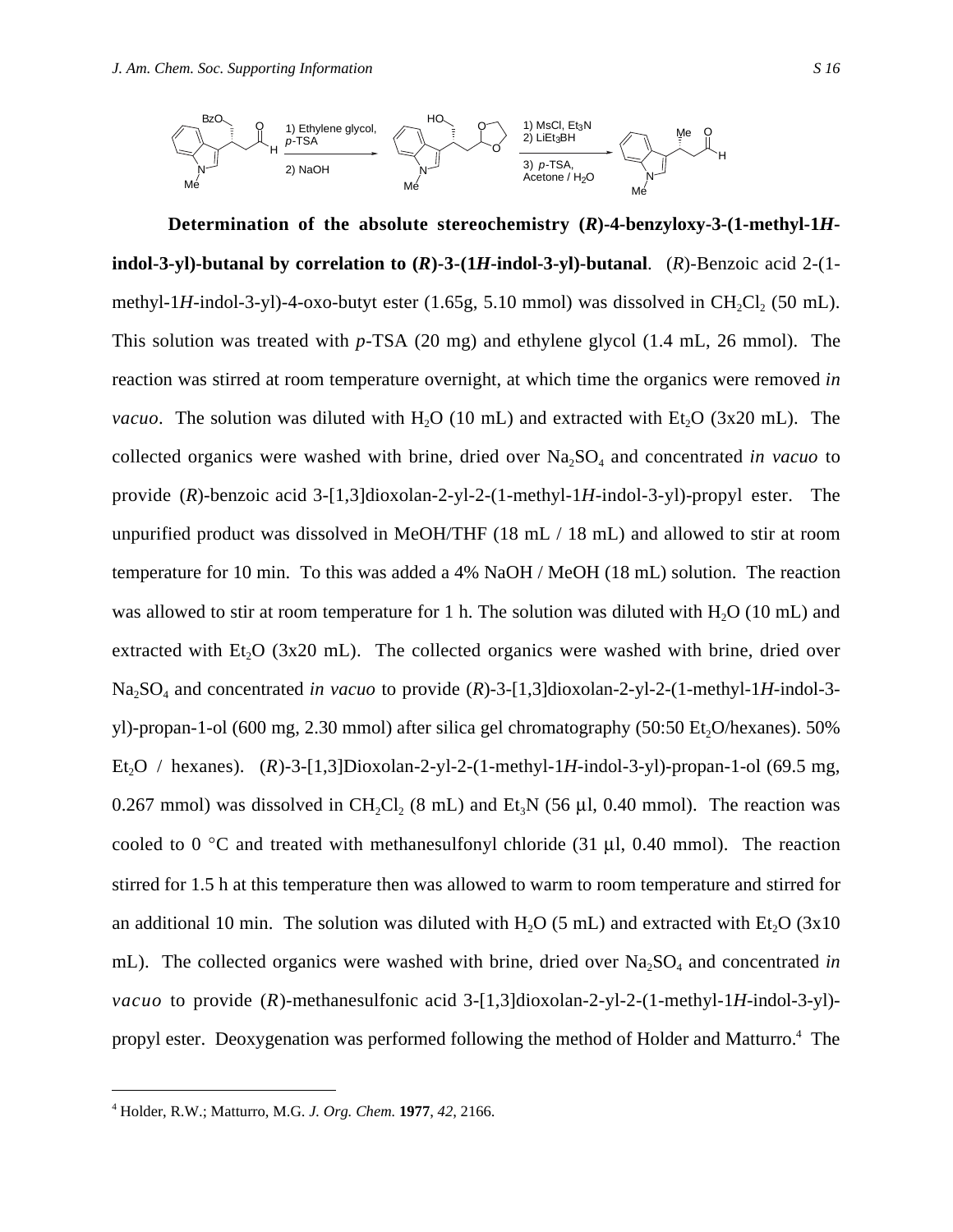**Determination of the absolute stereochemistry (*R*)-4-benzyloxy-3-(1-methyl-1*H*-indol-3-yl)-butanal by correlation to (*R*)-3-(1*H*-indol-3-yl)-butanal**. (*R*)-Benzoic acid 2-(1-methyl-1*H*-indol-3-yl)-4-oxo-butyt ester (1.65g, 5.10 mmol) was dissolved in $CH_2Cl_2$ (50 mL). This solution was treated with *p*-TSA (20 mg) and ethylene glycol (1.4 mL, 26 mmol). The reaction was stirred at room temperature overnight, at which time the organics were removed *in vacuo*. The solution was diluted with $H_2O$ (10 mL) and extracted with $Et_2O$ (3x20 mL). The collected organics were washed with brine, dried over $Na_2SO_4$ and concentrated *in vacuo* to provide (*R*)-benzoic acid 3-[1,3]dioxolan-2-yl-2-(1-methyl-1*H*-indol-3-yl)-propyl ester. The unpurified product was dissolved in MeOH/THF (18 mL / 18 mL) and allowed to stir at room temperature for 10 min. To this was added a 4% NaOH / MeOH (18 mL) solution. The reaction was allowed to stir at room temperature for 1 h. The solution was diluted with $H_2O$ (10 mL) and extracted with $Et_2O$ (3x20 mL). The collected organics were washed with brine, dried over $Na_2SO_4$ and concentrated *in vacuo* to provide (*R*)-3-[1,3]dioxolan-2-yl-2-(1-methyl-1*H*-indol-3-yl)-propan-1-ol (600 mg, 2.30 mmol) after silica gel chromatography (50:50 $Et_2O$/hexanes). 50% $Et_2O$ / hexanes). (*R*)-3-[1,3]Dioxolan-2-yl-2-(1-methyl-1*H*-indol-3-yl)-propan-1-ol (69.5 mg, 0.267 mmol) was dissolved in $CH_2Cl_2$ (8 mL) and $Et_3N$ (56 μl, 0.40 mmol). The reaction was cooled to 0 °C and treated with methanesulfonyl chloride (31 μl, 0.40 mmol). The reaction stirred for 1.5 h at this temperature then was allowed to warm to room temperature and stirred for an additional 10 min. The solution was diluted with $H_2O$ (5 mL) and extracted with $Et_2O$ (3x10 mL). The collected organics were washed with brine, dried over $Na_2SO_4$ and concentrated *in vacuo* to provide (*R*)-methanesulfonic acid 3-[1,3]dioxolan-2-yl-2-(1-methyl-1*H*-indol-3-yl)-propyl ester. Deoxygenation was performed following the method of Holder and Matturro.[4] The

---

[4] Holder, R.W.; Matturro, M.G. *J. Org. Chem.* **1977**, *42*, 2166.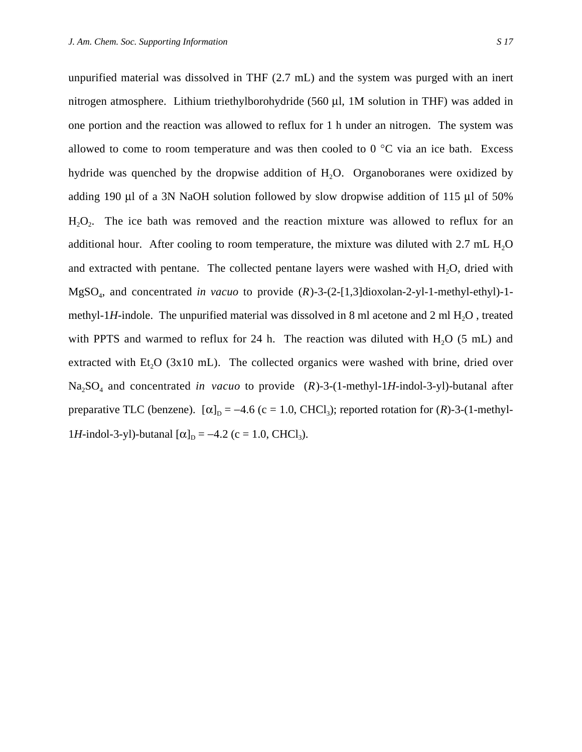unpurified material was dissolved in THF (2.7 mL) and the system was purged with an inert nitrogen atmosphere. Lithium triethylborohydride (560 μl, 1M solution in THF) was added in one portion and the reaction was allowed to reflux for 1 h under an nitrogen. The system was allowed to come to room temperature and was then cooled to 0 °C via an ice bath. Excess hydride was quenched by the dropwise addition of $H_2O$. Organoboranes were oxidized by adding 190 μl of a 3N NaOH solution followed by slow dropwise addition of 115 μl of 50% $H_2O_2$. The ice bath was removed and the reaction mixture was allowed to reflux for an additional hour. After cooling to room temperature, the mixture was diluted with 2.7 mL $H_2O$ and extracted with pentane. The collected pentane layers were washed with $H_2O$, dried with $MgSO_4$, and concentrated *in vacuo* to provide (*R*)-3-(2-[1,3]dioxolan-2-yl-1-methyl-ethyl)-1-methyl-1*H*-indole. The unpurified material was dissolved in 8 ml acetone and 2 ml $H_2O$ , treated with PPTS and warmed to reflux for 24 h. The reaction was diluted with $H_2O$ (5 mL) and extracted with $Et_2O$ (3x10 mL). The collected organics were washed with brine, dried over $Na_2SO_4$ and concentrated *in vacuo* to provide (*R*)-3-(1-methyl-1*H*-indol-3-yl)-butanal after preparative TLC (benzene). $[\alpha]_D = -4.6$ (c = 1.0, $CHCl_3$); reported rotation for (*R*)-3-(1-methyl-1*H*-indol-3-yl)-butanal $[\alpha]_D = -4.2$ (c = 1.0, $CHCl_3$).